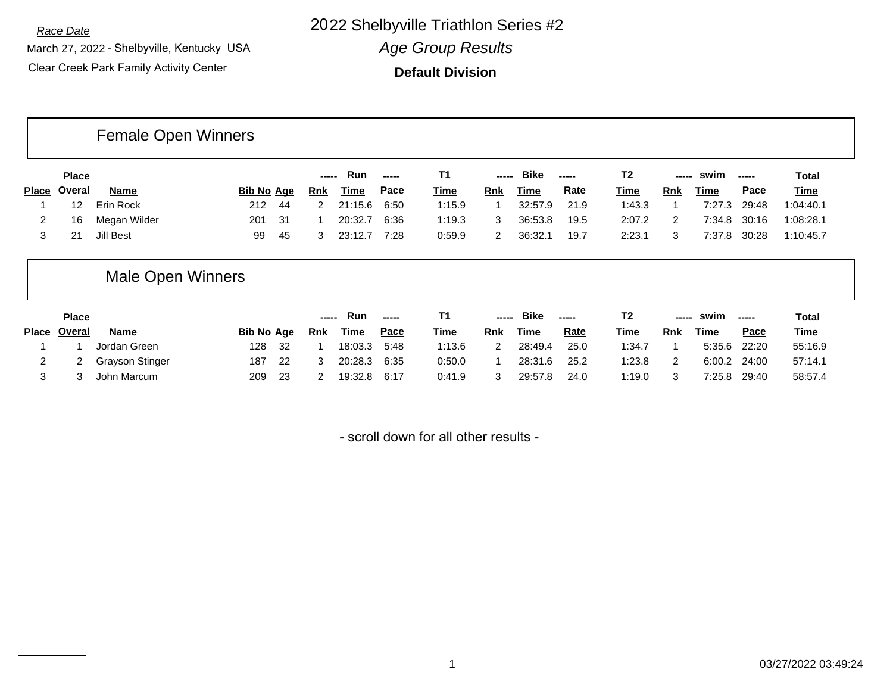*Race Date*

March 27, 2022 - Shelbyville, Kentucky USA

Clear Creek Park Family Activity Center

# 2022 Shelbyville Triathlon Series #2

## *Age Group Results*

**Default Division**

## Female Open Winners

| Place | Place Overal | Name | Bib No | Age | Run Rnk | Run Time | Run Pace | T1 Time | Bike Rnk | Bike Time | Bike Rate | T2 Time | swim Rnk | swim Time | swim Pace | Total Time |
|---|---|---|---|---|---|---|---|---|---|---|---|---|---|---|---|---|
| 1 | 12 | Erin Rock | 212 | 44 | 2 | 21:15.6 | 6:50 | 1:15.9 | 1 | 32:57.9 | 21.9 | 1:43.3 | 1 | 7:27.3 | 29:48 | 1:04:40.1 |
| 2 | 16 | Megan Wilder | 201 | 31 | 1 | 20:32.7 | 6:36 | 1:19.3 | 3 | 36:53.8 | 19.5 | 2:07.2 | 2 | 7:34.8 | 30:16 | 1:08:28.1 |
| 3 | 21 | Jill Best | 99 | 45 | 3 | 23:12.7 | 7:28 | 0:59.9 | 2 | 36:32.1 | 19.7 | 2:23.1 | 3 | 7:37.8 | 30:28 | 1:10:45.7 |

## Male Open Winners

| Place | Place Overal | Name | Bib No | Age | Run Rnk | Run Time | Run Pace | T1 Time | Bike Rnk | Bike Time | Bike Rate | T2 Time | swim Rnk | swim Time | swim Pace | Total Time |
|---|---|---|---|---|---|---|---|---|---|---|---|---|---|---|---|---|
| 1 | 1 | Jordan Green | 128 | 32 | 1 | 18:03.3 | 5:48 | 1:13.6 | 2 | 28:49.4 | 25.0 | 1:34.7 | 1 | 5:35.6 | 22:20 | 55:16.9 |
| 2 | 2 | Grayson Stinger | 187 | 22 | 3 | 20:28.3 | 6:35 | 0:50.0 | 1 | 28:31.6 | 25.2 | 1:23.8 | 2 | 6:00.2 | 24:00 | 57:14.1 |
| 3 | 3 | John Marcum | 209 | 23 | 2 | 19:32.8 | 6:17 | 0:41.9 | 3 | 29:57.8 | 24.0 | 1:19.0 | 3 | 7:25.8 | 29:40 | 58:57.4 |

- scroll down for all other results -

03/27/2022 03:49:24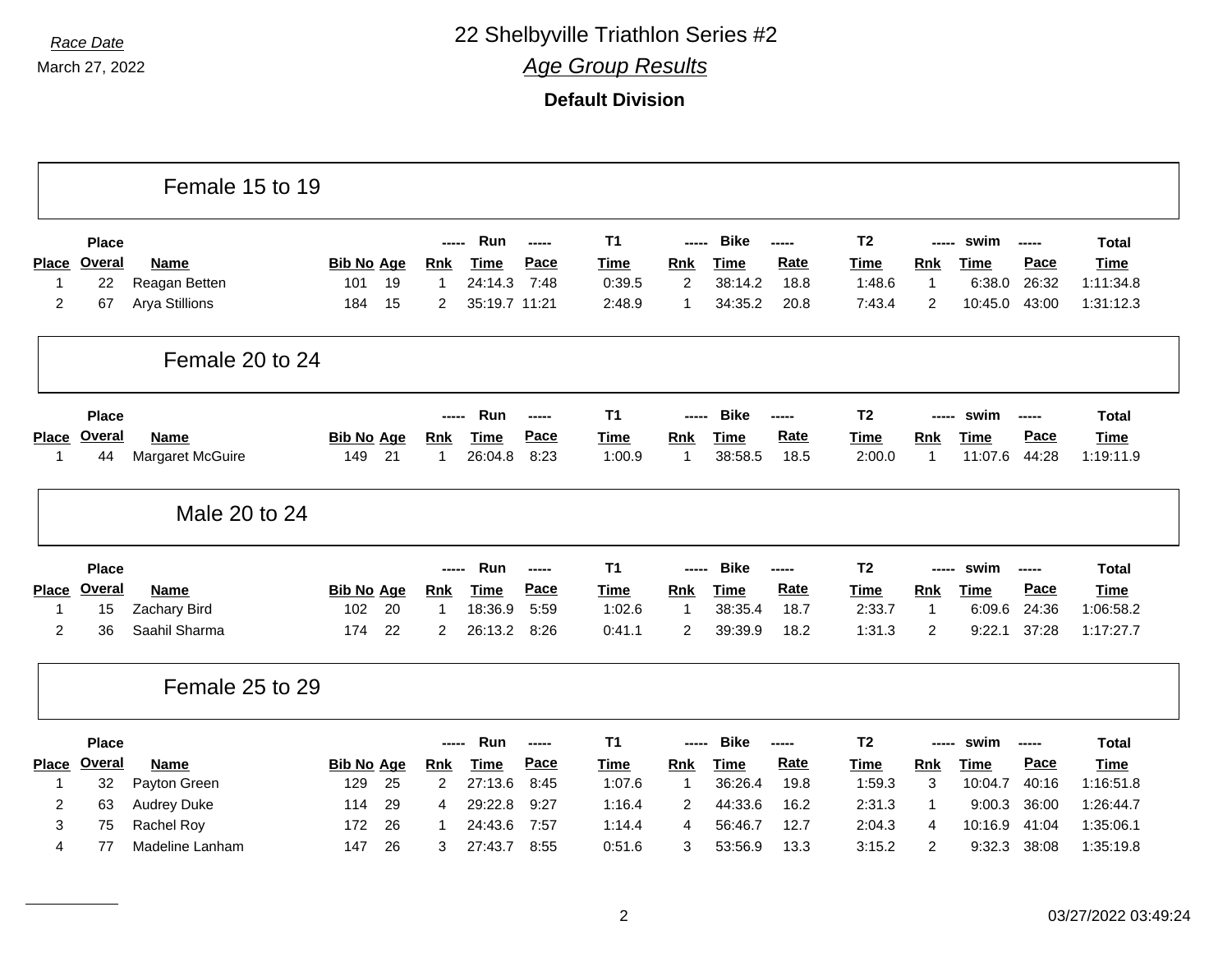Race Date

March 27, 2022

# 22 Shelbyville Triathlon Series #2

## Age Group Results

**Default Division**

### Female 15 to 19

| Place | Place Overal | Name | Bib No | Age | Run Rnk | Run Time | Run Pace | T1 Time | Bike Rnk | Bike Time | Bike Rate | T2 Time | swim Rnk | swim Time | swim Pace | Total Time |
|---|---|---|---|---|---|---|---|---|---|---|---|---|---|---|---|---|
| 1 | 22 | Reagan Betten | 101 | 19 | 1 | 24:14.3 | 7:48 | 0:39.5 | 2 | 38:14.2 | 18.8 | 1:48.6 | 1 | 6:38.0 | 26:32 | 1:11:34.8 |
| 2 | 67 | Arya Stillions | 184 | 15 | 2 | 35:19.7 | 11:21 | 2:48.9 | 1 | 34:35.2 | 20.8 | 7:43.4 | 2 | 10:45.0 | 43:00 | 1:31:12.3 |

### Female 20 to 24

| Place | Place Overal | Name | Bib No | Age | Run Rnk | Run Time | Run Pace | T1 Time | Bike Rnk | Bike Time | Bike Rate | T2 Time | swim Rnk | swim Time | swim Pace | Total Time |
|---|---|---|---|---|---|---|---|---|---|---|---|---|---|---|---|---|
| 1 | 44 | Margaret McGuire | 149 | 21 | 1 | 26:04.8 | 8:23 | 1:00.9 | 1 | 38:58.5 | 18.5 | 2:00.0 | 1 | 11:07.6 | 44:28 | 1:19:11.9 |

### Male 20 to 24

| Place | Place Overal | Name | Bib No | Age | Run Rnk | Run Time | Run Pace | T1 Time | Bike Rnk | Bike Time | Bike Rate | T2 Time | swim Rnk | swim Time | swim Pace | Total Time |
|---|---|---|---|---|---|---|---|---|---|---|---|---|---|---|---|---|
| 1 | 15 | Zachary Bird | 102 | 20 | 1 | 18:36.9 | 5:59 | 1:02.6 | 1 | 38:35.4 | 18.7 | 2:33.7 | 1 | 6:09.6 | 24:36 | 1:06:58.2 |
| 2 | 36 | Saahil Sharma | 174 | 22 | 2 | 26:13.2 | 8:26 | 0:41.1 | 2 | 39:39.9 | 18.2 | 1:31.3 | 2 | 9:22.1 | 37:28 | 1:17:27.7 |

### Female 25 to 29

| Place | Place Overal | Name | Bib No | Age | Run Rnk | Run Time | Run Pace | T1 Time | Bike Rnk | Bike Time | Bike Rate | T2 Time | swim Rnk | swim Time | swim Pace | Total Time |
|---|---|---|---|---|---|---|---|---|---|---|---|---|---|---|---|---|
| 1 | 32 | Payton Green | 129 | 25 | 2 | 27:13.6 | 8:45 | 1:07.6 | 1 | 36:26.4 | 19.8 | 1:59.3 | 3 | 10:04.7 | 40:16 | 1:16:51.8 |
| 2 | 63 | Audrey Duke | 114 | 29 | 4 | 29:22.8 | 9:27 | 1:16.4 | 2 | 44:33.6 | 16.2 | 2:31.3 | 1 | 9:00.3 | 36:00 | 1:26:44.7 |
| 3 | 75 | Rachel Roy | 172 | 26 | 1 | 24:43.6 | 7:57 | 1:14.4 | 4 | 56:46.7 | 12.7 | 2:04.3 | 4 | 10:16.9 | 41:04 | 1:35:06.1 |
| 4 | 77 | Madeline Lanham | 147 | 26 | 3 | 27:43.7 | 8:55 | 0:51.6 | 3 | 53:56.9 | 13.3 | 3:15.2 | 2 | 9:32.3 | 38:08 | 1:35:19.8 |

03/27/2022 03:49:24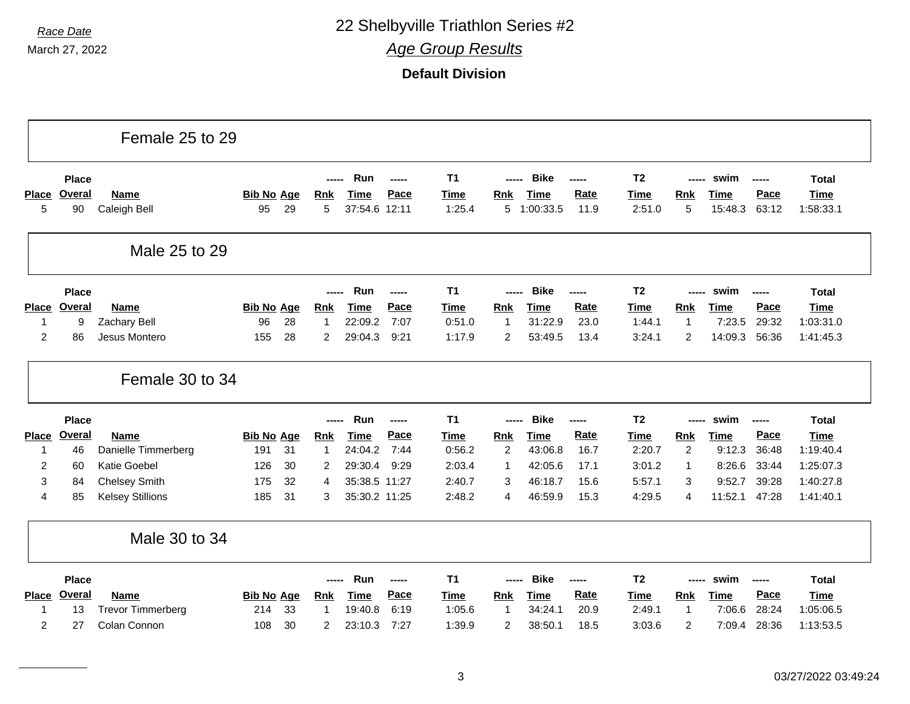Race Date

March 27, 2022

# 22 Shelbyville Triathlon Series #2

## *Age Group Results*

### Default Division

## Female 25 to 29

| Place | Place Overal | Name | Bib No | Age | Run Rnk | Run Time | Run Pace | T1 Time | Bike Rnk | Bike Time | Bike Rate | T2 Time | swim Rnk | swim Time | swim Pace | Total Time |
|---|---|---|---|---|---|---|---|---|---|---|---|---|---|---|---|---|
| 5 | 90 | Caleigh Bell | 95 | 29 | 5 | 37:54.6 | 12:11 | 1:25.4 | 5 | 1:00:33.5 | 11.9 | 2:51.0 | 5 | 15:48.3 | 63:12 | 1:58:33.1 |

## Male 25 to 29

| Place | Place Overal | Name | Bib No | Age | Run Rnk | Run Time | Run Pace | T1 Time | Bike Rnk | Bike Time | Bike Rate | T2 Time | swim Rnk | swim Time | swim Pace | Total Time |
|---|---|---|---|---|---|---|---|---|---|---|---|---|---|---|---|---|
| 1 | 9 | Zachary Bell | 96 | 28 | 1 | 22:09.2 | 7:07 | 0:51.0 | 1 | 31:22.9 | 23.0 | 1:44.1 | 1 | 7:23.5 | 29:32 | 1:03:31.0 |
| 2 | 86 | Jesus Montero | 155 | 28 | 2 | 29:04.3 | 9:21 | 1:17.9 | 2 | 53:49.5 | 13.4 | 3:24.1 | 2 | 14:09.3 | 56:36 | 1:41:45.3 |

## Female 30 to 34

| Place | Place Overal | Name | Bib No | Age | Run Rnk | Run Time | Run Pace | T1 Time | Bike Rnk | Bike Time | Bike Rate | T2 Time | swim Rnk | swim Time | swim Pace | Total Time |
|---|---|---|---|---|---|---|---|---|---|---|---|---|---|---|---|---|
| 1 | 46 | Danielle Timmerberg | 191 | 31 | 1 | 24:04.2 | 7:44 | 0:56.2 | 2 | 43:06.8 | 16.7 | 2:20.7 | 2 | 9:12.3 | 36:48 | 1:19:40.4 |
| 2 | 60 | Katie Goebel | 126 | 30 | 2 | 29:30.4 | 9:29 | 2:03.4 | 1 | 42:05.6 | 17.1 | 3:01.2 | 1 | 8:26.6 | 33:44 | 1:25:07.3 |
| 3 | 84 | Chelsey Smith | 175 | 32 | 4 | 35:38.5 | 11:27 | 2:40.7 | 3 | 46:18.7 | 15.6 | 5:57.1 | 3 | 9:52.7 | 39:28 | 1:40:27.8 |
| 4 | 85 | Kelsey Stillions | 185 | 31 | 3 | 35:30.2 | 11:25 | 2:48.2 | 4 | 46:59.9 | 15.3 | 4:29.5 | 4 | 11:52.1 | 47:28 | 1:41:40.1 |

## Male 30 to 34

| Place | Place Overal | Name | Bib No | Age | Run Rnk | Run Time | Run Pace | T1 Time | Bike Rnk | Bike Time | Bike Rate | T2 Time | swim Rnk | swim Time | swim Pace | Total Time |
|---|---|---|---|---|---|---|---|---|---|---|---|---|---|---|---|---|
| 1 | 13 | Trevor Timmerberg | 214 | 33 | 1 | 19:40.8 | 6:19 | 1:05.6 | 1 | 34:24.1 | 20.9 | 2:49.1 | 1 | 7:06.6 | 28:24 | 1:05:06.5 |
| 2 | 27 | Colan Connon | 108 | 30 | 2 | 23:10.3 | 7:27 | 1:39.9 | 2 | 38:50.1 | 18.5 | 3:03.6 | 2 | 7:09.4 | 28:36 | 1:13:53.5 |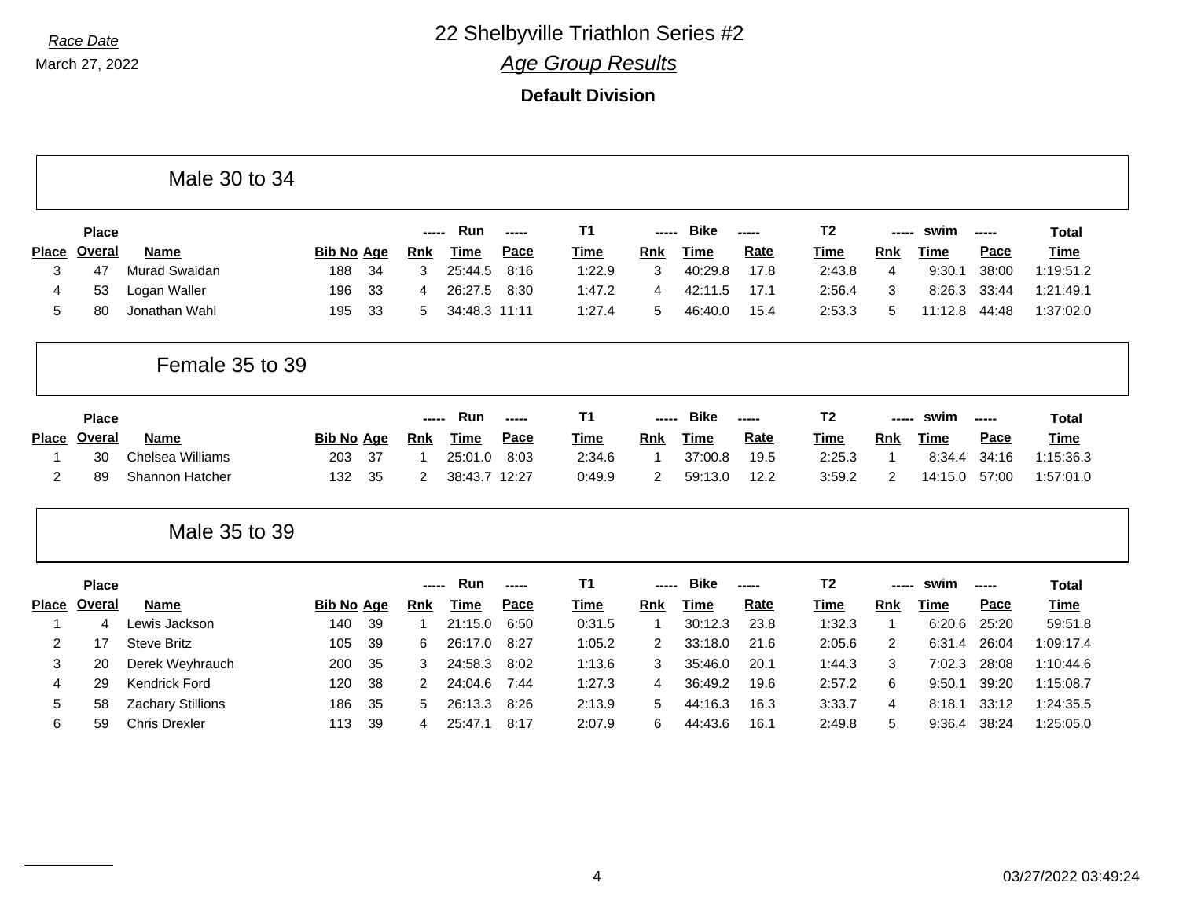Race Date

March 27, 2022

# 22 Shelbyville Triathlon Series #2

## Age Group Results

**Default Division**

### Male 30 to 34

| Place | Place Overal | Name | Bib No | Age | Run Rnk | Run Time | Run Pace | T1 Time | Bike Rnk | Bike Time | Bike Rate | T2 Time | swim Rnk | swim Time | swim Pace | Total Time |
|---|---|---|---|---|---|---|---|---|---|---|---|---|---|---|---|---|
| 3 | 47 | Murad Swaidan | 188 | 34 | 3 | 25:44.5 | 8:16 | 1:22.9 | 3 | 40:29.8 | 17.8 | 2:43.8 | 4 | 9:30.1 | 38:00 | 1:19:51.2 |
| 4 | 53 | Logan Waller | 196 | 33 | 4 | 26:27.5 | 8:30 | 1:47.2 | 4 | 42:11.5 | 17.1 | 2:56.4 | 3 | 8:26.3 | 33:44 | 1:21:49.1 |
| 5 | 80 | Jonathan Wahl | 195 | 33 | 5 | 34:48.3 | 11:11 | 1:27.4 | 5 | 46:40.0 | 15.4 | 2:53.3 | 5 | 11:12.8 | 44:48 | 1:37:02.0 |

### Female 35 to 39

| Place | Place Overal | Name | Bib No | Age | Run Rnk | Run Time | Run Pace | T1 Time | Bike Rnk | Bike Time | Bike Rate | T2 Time | swim Rnk | swim Time | swim Pace | Total Time |
|---|---|---|---|---|---|---|---|---|---|---|---|---|---|---|---|---|
| 1 | 30 | Chelsea Williams | 203 | 37 | 1 | 25:01.0 | 8:03 | 2:34.6 | 1 | 37:00.8 | 19.5 | 2:25.3 | 1 | 8:34.4 | 34:16 | 1:15:36.3 |
| 2 | 89 | Shannon Hatcher | 132 | 35 | 2 | 38:43.7 | 12:27 | 0:49.9 | 2 | 59:13.0 | 12.2 | 3:59.2 | 2 | 14:15.0 | 57:00 | 1:57:01.0 |

### Male 35 to 39

| Place | Place Overal | Name | Bib No | Age | Run Rnk | Run Time | Run Pace | T1 Time | Bike Rnk | Bike Time | Bike Rate | T2 Time | swim Rnk | swim Time | swim Pace | Total Time |
|---|---|---|---|---|---|---|---|---|---|---|---|---|---|---|---|---|
| 1 | 4 | Lewis Jackson | 140 | 39 | 1 | 21:15.0 | 6:50 | 0:31.5 | 1 | 30:12.3 | 23.8 | 1:32.3 | 1 | 6:20.6 | 25:20 | 59:51.8 |
| 2 | 17 | Steve Britz | 105 | 39 | 6 | 26:17.0 | 8:27 | 1:05.2 | 2 | 33:18.0 | 21.6 | 2:05.6 | 2 | 6:31.4 | 26:04 | 1:09:17.4 |
| 3 | 20 | Derek Weyhrauch | 200 | 35 | 3 | 24:58.3 | 8:02 | 1:13.6 | 3 | 35:46.0 | 20.1 | 1:44.3 | 3 | 7:02.3 | 28:08 | 1:10:44.6 |
| 4 | 29 | Kendrick Ford | 120 | 38 | 2 | 24:04.6 | 7:44 | 1:27.3 | 4 | 36:49.2 | 19.6 | 2:57.2 | 6 | 9:50.1 | 39:20 | 1:15:08.7 |
| 5 | 58 | Zachary Stillions | 186 | 35 | 5 | 26:13.3 | 8:26 | 2:13.9 | 5 | 44:16.3 | 16.3 | 3:33.7 | 4 | 8:18.1 | 33:12 | 1:24:35.5 |
| 6 | 59 | Chris Drexler | 113 | 39 | 4 | 25:47.1 | 8:17 | 2:07.9 | 6 | 44:43.6 | 16.1 | 2:49.8 | 5 | 9:36.4 | 38:24 | 1:25:05.0 |

03/27/2022 03:49:24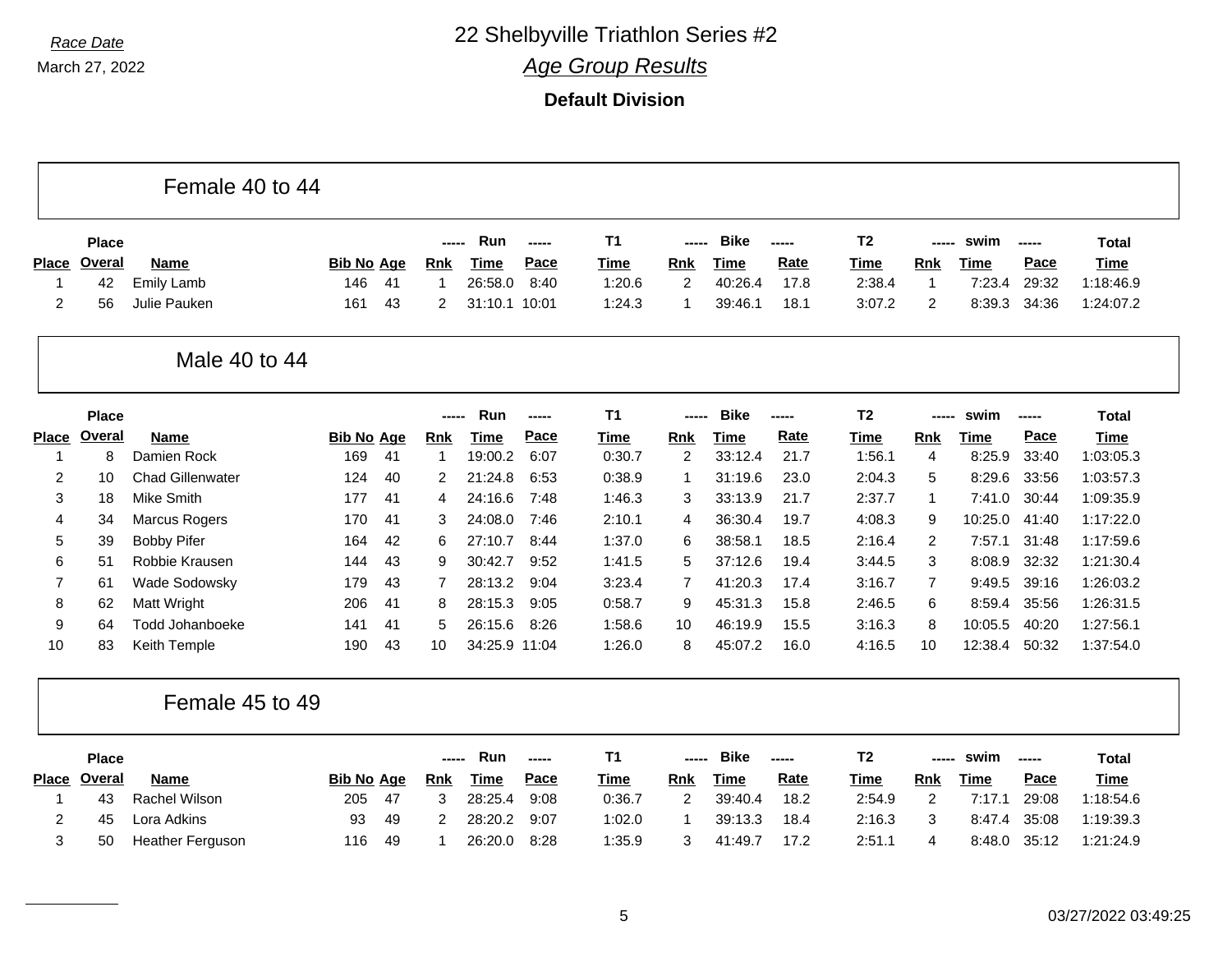*Race Date*

March 27, 2022

# 22 Shelbyville Triathlon Series #2

## *Age Group Results*

**Default Division**

### Female 40 to 44

| Place | Place Overal | Name | Bib No | Age | Run Rnk | Run Time | Run Pace | T1 Time | Bike Rnk | Bike Time | Bike Rate | T2 Time | swim Rnk | swim Time | swim Pace | Total Time |
|---|---|---|---|---|---|---|---|---|---|---|---|---|---|---|---|---|
| 1 | 42 | Emily Lamb | 146 | 41 | 1 | 26:58.0 | 8:40 | 1:20.6 | 2 | 40:26.4 | 17.8 | 2:38.4 | 1 | 7:23.4 | 29:32 | 1:18:46.9 |
| 2 | 56 | Julie Pauken | 161 | 43 | 2 | 31:10.1 | 10:01 | 1:24.3 | 1 | 39:46.1 | 18.1 | 3:07.2 | 2 | 8:39.3 | 34:36 | 1:24:07.2 |

### Male 40 to 44

| Place | Place Overal | Name | Bib No | Age | Run Rnk | Run Time | Run Pace | T1 Time | Bike Rnk | Bike Time | Bike Rate | T2 Time | swim Rnk | swim Time | swim Pace | Total Time |
|---|---|---|---|---|---|---|---|---|---|---|---|---|---|---|---|---|
| 1 | 8 | Damien Rock | 169 | 41 | 1 | 19:00.2 | 6:07 | 0:30.7 | 2 | 33:12.4 | 21.7 | 1:56.1 | 4 | 8:25.9 | 33:40 | 1:03:05.3 |
| 2 | 10 | Chad Gillenwater | 124 | 40 | 2 | 21:24.8 | 6:53 | 0:38.9 | 1 | 31:19.6 | 23.0 | 2:04.3 | 5 | 8:29.6 | 33:56 | 1:03:57.3 |
| 3 | 18 | Mike Smith | 177 | 41 | 4 | 24:16.6 | 7:48 | 1:46.3 | 3 | 33:13.9 | 21.7 | 2:37.7 | 1 | 7:41.0 | 30:44 | 1:09:35.9 |
| 4 | 34 | Marcus Rogers | 170 | 41 | 3 | 24:08.0 | 7:46 | 2:10.1 | 4 | 36:30.4 | 19.7 | 4:08.3 | 9 | 10:25.0 | 41:40 | 1:17:22.0 |
| 5 | 39 | Bobby Pifer | 164 | 42 | 6 | 27:10.7 | 8:44 | 1:37.0 | 6 | 38:58.1 | 18.5 | 2:16.4 | 2 | 7:57.1 | 31:48 | 1:17:59.6 |
| 6 | 51 | Robbie Krausen | 144 | 43 | 9 | 30:42.7 | 9:52 | 1:41.5 | 5 | 37:12.6 | 19.4 | 3:44.5 | 3 | 8:08.9 | 32:32 | 1:21:30.4 |
| 7 | 61 | Wade Sodowsky | 179 | 43 | 7 | 28:13.2 | 9:04 | 3:23.4 | 7 | 41:20.3 | 17.4 | 3:16.7 | 7 | 9:49.5 | 39:16 | 1:26:03.2 |
| 8 | 62 | Matt Wright | 206 | 41 | 8 | 28:15.3 | 9:05 | 0:58.7 | 9 | 45:31.3 | 15.8 | 2:46.5 | 6 | 8:59.4 | 35:56 | 1:26:31.5 |
| 9 | 64 | Todd Johanboeke | 141 | 41 | 5 | 26:15.6 | 8:26 | 1:58.6 | 10 | 46:19.9 | 15.5 | 3:16.3 | 8 | 10:05.5 | 40:20 | 1:27:56.1 |
| 10 | 83 | Keith Temple | 190 | 43 | 10 | 34:25.9 | 11:04 | 1:26.0 | 8 | 45:07.2 | 16.0 | 4:16.5 | 10 | 12:38.4 | 50:32 | 1:37:54.0 |

### Female 45 to 49

| Place | Place Overal | Name | Bib No | Age | Run Rnk | Run Time | Run Pace | T1 Time | Bike Rnk | Bike Time | Bike Rate | T2 Time | swim Rnk | swim Time | swim Pace | Total Time |
|---|---|---|---|---|---|---|---|---|---|---|---|---|---|---|---|---|
| 1 | 43 | Rachel Wilson | 205 | 47 | 3 | 28:25.4 | 9:08 | 0:36.7 | 2 | 39:40.4 | 18.2 | 2:54.9 | 2 | 7:17.1 | 29:08 | 1:18:54.6 |
| 2 | 45 | Lora Adkins | 93 | 49 | 2 | 28:20.2 | 9:07 | 1:02.0 | 1 | 39:13.3 | 18.4 | 2:16.3 | 3 | 8:47.4 | 35:08 | 1:19:39.3 |
| 3 | 50 | Heather Ferguson | 116 | 49 | 1 | 26:20.0 | 8:28 | 1:35.9 | 3 | 41:49.7 | 17.2 | 2:51.1 | 4 | 8:48.0 | 35:12 | 1:21:24.9 |

03/27/2022 03:49:25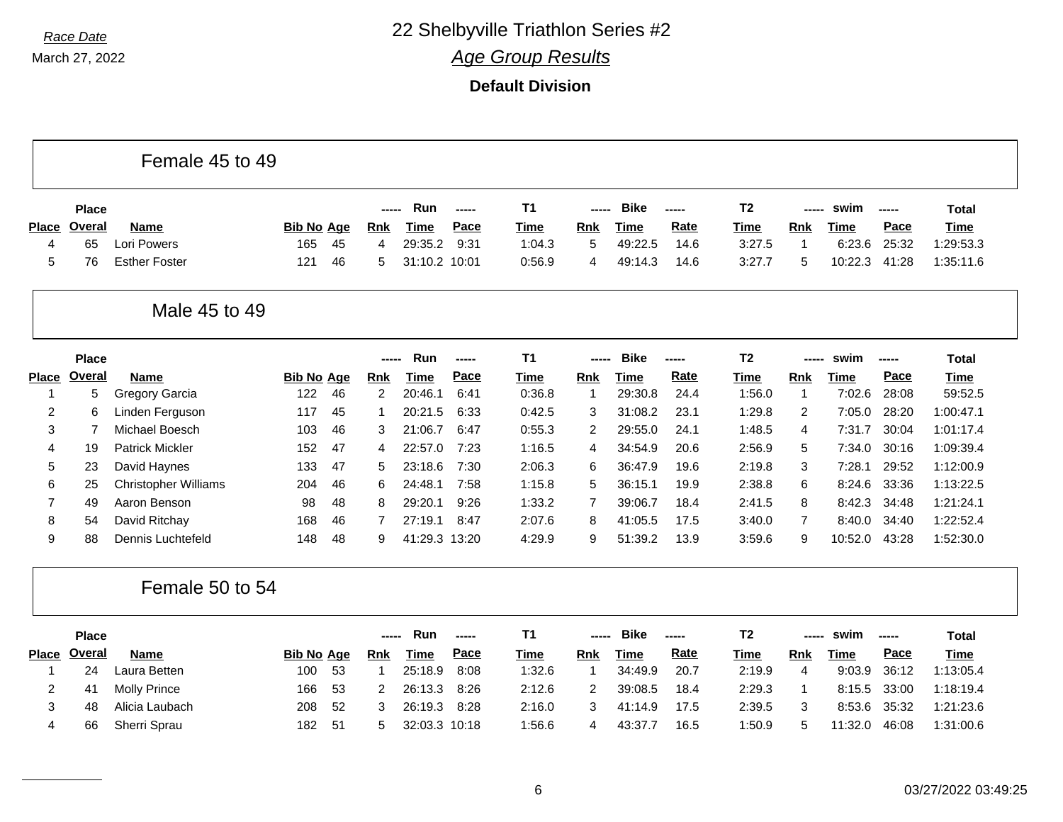*Race Date*

March 27, 2022

# 22 Shelbyville Triathlon Series #2

## *Age Group Results*

**Default Division**

### Female 45 to 49

| Place | Place Overal | Name | Bib No | Age | Run Rnk | Run Time | Run Pace | T1 Time | Bike Rnk | Bike Time | Bike Rate | T2 Time | swim Rnk | swim Time | swim Pace | Total Time |
|---|---|---|---|---|---|---|---|---|---|---|---|---|---|---|---|---|
| 4 | 65 | Lori Powers | 165 | 45 | 4 | 29:35.2 | 9:31 | 1:04.3 | 5 | 49:22.5 | 14.6 | 3:27.5 | 1 | 6:23.6 | 25:32 | 1:29:53.3 |
| 5 | 76 | Esther Foster | 121 | 46 | 5 | 31:10.2 | 10:01 | 0:56.9 | 4 | 49:14.3 | 14.6 | 3:27.7 | 5 | 10:22.3 | 41:28 | 1:35:11.6 |

### Male 45 to 49

| Place | Place Overal | Name | Bib No | Age | Run Rnk | Run Time | Run Pace | T1 Time | Bike Rnk | Bike Time | Bike Rate | T2 Time | swim Rnk | swim Time | swim Pace | Total Time |
|---|---|---|---|---|---|---|---|---|---|---|---|---|---|---|---|---|
| 1 | 5 | Gregory Garcia | 122 | 46 | 2 | 20:46.1 | 6:41 | 0:36.8 | 1 | 29:30.8 | 24.4 | 1:56.0 | 1 | 7:02.6 | 28:08 | 59:52.5 |
| 2 | 6 | Linden Ferguson | 117 | 45 | 1 | 20:21.5 | 6:33 | 0:42.5 | 3 | 31:08.2 | 23.1 | 1:29.8 | 2 | 7:05.0 | 28:20 | 1:00:47.1 |
| 3 | 7 | Michael Boesch | 103 | 46 | 3 | 21:06.7 | 6:47 | 0:55.3 | 2 | 29:55.0 | 24.1 | 1:48.5 | 4 | 7:31.7 | 30:04 | 1:01:17.4 |
| 4 | 19 | Patrick Mickler | 152 | 47 | 4 | 22:57.0 | 7:23 | 1:16.5 | 4 | 34:54.9 | 20.6 | 2:56.9 | 5 | 7:34.0 | 30:16 | 1:09:39.4 |
| 5 | 23 | David Haynes | 133 | 47 | 5 | 23:18.6 | 7:30 | 2:06.3 | 6 | 36:47.9 | 19.6 | 2:19.8 | 3 | 7:28.1 | 29:52 | 1:12:00.9 |
| 6 | 25 | Christopher Williams | 204 | 46 | 6 | 24:48.1 | 7:58 | 1:15.8 | 5 | 36:15.1 | 19.9 | 2:38.8 | 6 | 8:24.6 | 33:36 | 1:13:22.5 |
| 7 | 49 | Aaron Benson | 98 | 48 | 8 | 29:20.1 | 9:26 | 1:33.2 | 7 | 39:06.7 | 18.4 | 2:41.5 | 8 | 8:42.3 | 34:48 | 1:21:24.1 |
| 8 | 54 | David Ritchay | 168 | 46 | 7 | 27:19.1 | 8:47 | 2:07.6 | 8 | 41:05.5 | 17.5 | 3:40.0 | 7 | 8:40.0 | 34:40 | 1:22:52.4 |
| 9 | 88 | Dennis Luchtefeld | 148 | 48 | 9 | 41:29.3 | 13:20 | 4:29.9 | 9 | 51:39.2 | 13.9 | 3:59.6 | 9 | 10:52.0 | 43:28 | 1:52:30.0 |

### Female 50 to 54

| Place | Place Overal | Name | Bib No | Age | Run Rnk | Run Time | Run Pace | T1 Time | Bike Rnk | Bike Time | Bike Rate | T2 Time | swim Rnk | swim Time | swim Pace | Total Time |
|---|---|---|---|---|---|---|---|---|---|---|---|---|---|---|---|---|
| 1 | 24 | Laura Betten | 100 | 53 | 1 | 25:18.9 | 8:08 | 1:32.6 | 1 | 34:49.9 | 20.7 | 2:19.9 | 4 | 9:03.9 | 36:12 | 1:13:05.4 |
| 2 | 41 | Molly Prince | 166 | 53 | 2 | 26:13.3 | 8:26 | 2:12.6 | 2 | 39:08.5 | 18.4 | 2:29.3 | 1 | 8:15.5 | 33:00 | 1:18:19.4 |
| 3 | 48 | Alicia Laubach | 208 | 52 | 3 | 26:19.3 | 8:28 | 2:16.0 | 3 | 41:14.9 | 17.5 | 2:39.5 | 3 | 8:53.6 | 35:32 | 1:21:23.6 |
| 4 | 66 | Sherri Sprau | 182 | 51 | 5 | 32:03.3 | 10:18 | 1:56.6 | 4 | 43:37.7 | 16.5 | 1:50.9 | 5 | 11:32.0 | 46:08 | 1:31:00.6 |

03/27/2022 03:49:25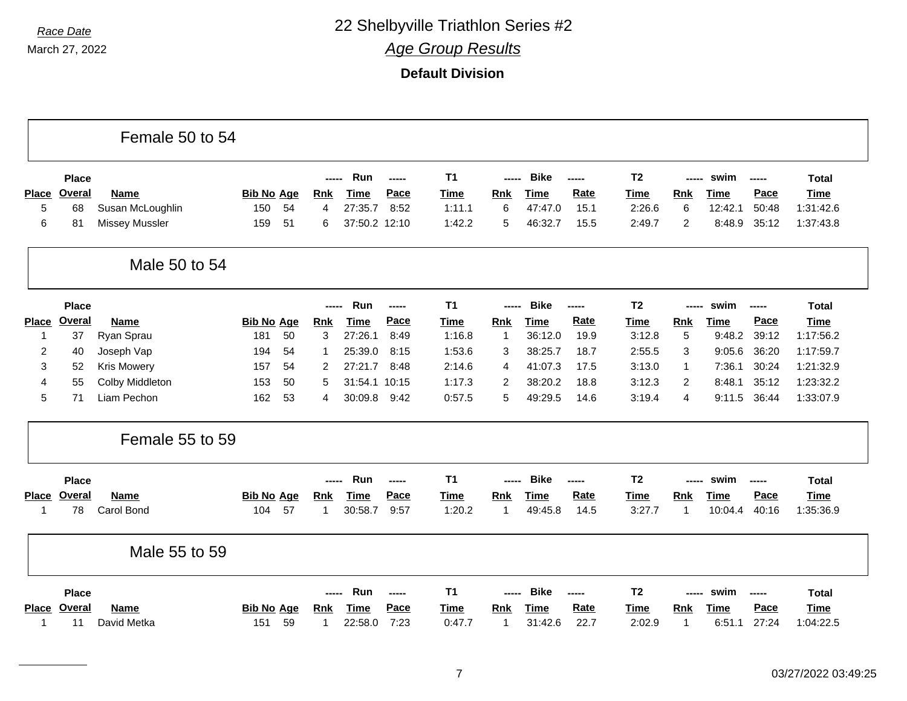Race Date

March 27, 2022

# 22 Shelbyville Triathlon Series #2

## Age Group Results

### Default Division

## Female 50 to 54

| Place | Place Overal | Name | Bib No | Age | Run Rnk | Run Time | Run Pace | T1 Time | Bike Rnk | Bike Time | Bike Rate | T2 Time | swim Rnk | swim Time | swim Pace | Total Time |
|---|---|---|---|---|---|---|---|---|---|---|---|---|---|---|---|---|
| 5 | 68 | Susan McLoughlin | 150 | 54 | 4 | 27:35.7 | 8:52 | 1:11.1 | 6 | 47:47.0 | 15.1 | 2:26.6 | 6 | 12:42.1 | 50:48 | 1:31:42.6 |
| 6 | 81 | Missey Mussler | 159 | 51 | 6 | 37:50.2 | 12:10 | 1:42.2 | 5 | 46:32.7 | 15.5 | 2:49.7 | 2 | 8:48.9 | 35:12 | 1:37:43.8 |

## Male 50 to 54

| Place | Place Overal | Name | Bib No | Age | Run Rnk | Run Time | Run Pace | T1 Time | Bike Rnk | Bike Time | Bike Rate | T2 Time | swim Rnk | swim Time | swim Pace | Total Time |
|---|---|---|---|---|---|---|---|---|---|---|---|---|---|---|---|---|
| 1 | 37 | Ryan Sprau | 181 | 50 | 3 | 27:26.1 | 8:49 | 1:16.8 | 1 | 36:12.0 | 19.9 | 3:12.8 | 5 | 9:48.2 | 39:12 | 1:17:56.2 |
| 2 | 40 | Joseph Vap | 194 | 54 | 1 | 25:39.0 | 8:15 | 1:53.6 | 3 | 38:25.7 | 18.7 | 2:55.5 | 3 | 9:05.6 | 36:20 | 1:17:59.7 |
| 3 | 52 | Kris Mowery | 157 | 54 | 2 | 27:21.7 | 8:48 | 2:14.6 | 4 | 41:07.3 | 17.5 | 3:13.0 | 1 | 7:36.1 | 30:24 | 1:21:32.9 |
| 4 | 55 | Colby Middleton | 153 | 50 | 5 | 31:54.1 | 10:15 | 1:17.3 | 2 | 38:20.2 | 18.8 | 3:12.3 | 2 | 8:48.1 | 35:12 | 1:23:32.2 |
| 5 | 71 | Liam Pechon | 162 | 53 | 4 | 30:09.8 | 9:42 | 0:57.5 | 5 | 49:29.5 | 14.6 | 3:19.4 | 4 | 9:11.5 | 36:44 | 1:33:07.9 |

## Female 55 to 59

| Place | Place Overal | Name | Bib No | Age | Run Rnk | Run Time | Run Pace | T1 Time | Bike Rnk | Bike Time | Bike Rate | T2 Time | swim Rnk | swim Time | swim Pace | Total Time |
|---|---|---|---|---|---|---|---|---|---|---|---|---|---|---|---|---|
| 1 | 78 | Carol Bond | 104 | 57 | 1 | 30:58.7 | 9:57 | 1:20.2 | 1 | 49:45.8 | 14.5 | 3:27.7 | 1 | 10:04.4 | 40:16 | 1:35:36.9 |

## Male 55 to 59

| Place | Place Overal | Name | Bib No | Age | Run Rnk | Run Time | Run Pace | T1 Time | Bike Rnk | Bike Time | Bike Rate | T2 Time | swim Rnk | swim Time | swim Pace | Total Time |
|---|---|---|---|---|---|---|---|---|---|---|---|---|---|---|---|---|
| 1 | 11 | David Metka | 151 | 59 | 1 | 22:58.0 | 7:23 | 0:47.7 | 1 | 31:42.6 | 22.7 | 2:02.9 | 1 | 6:51.1 | 27:24 | 1:04:22.5 |

03/27/2022 03:49:25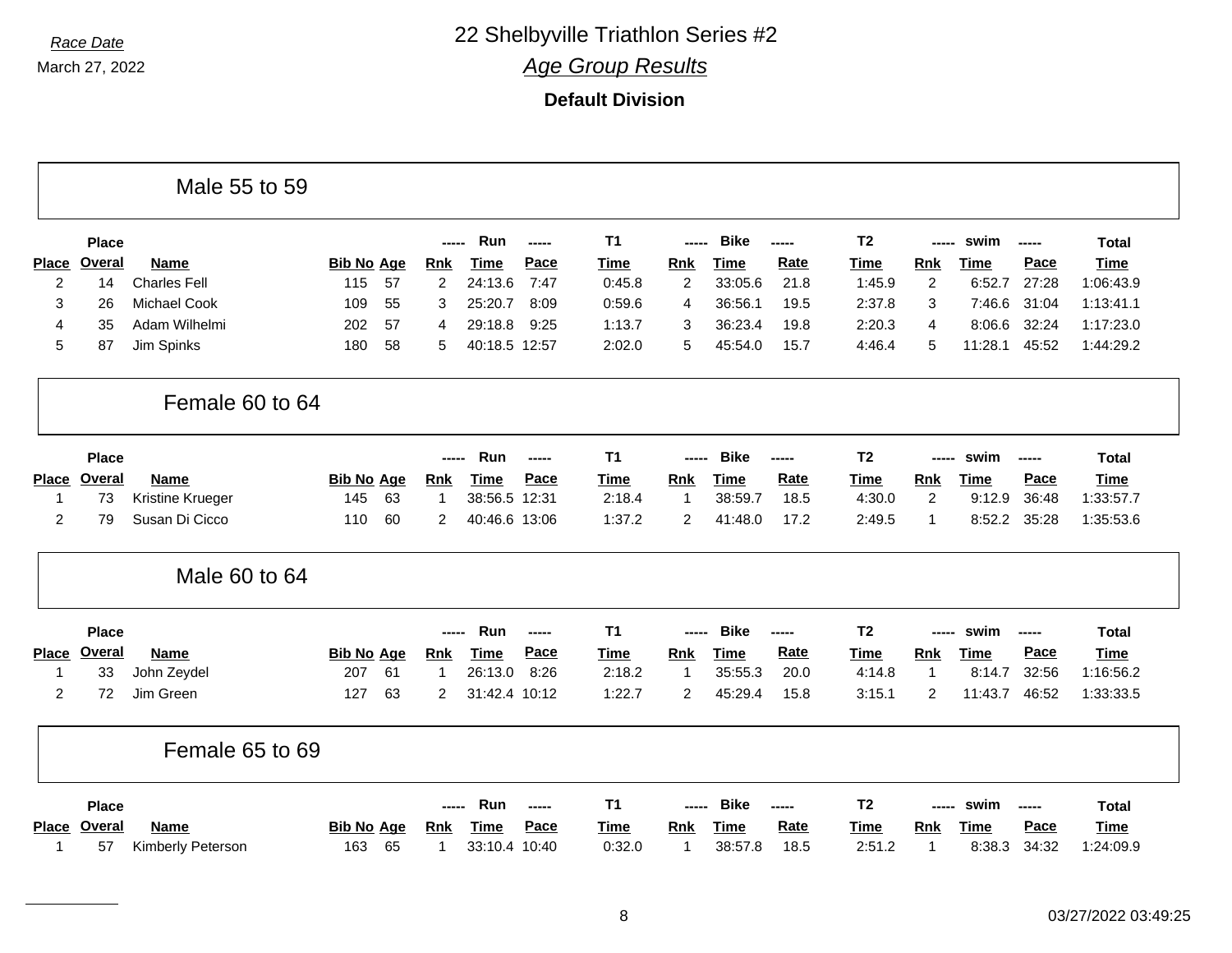Race Date
March 27, 2022

# 22 Shelbyville Triathlon Series #2

## *Age Group Results*

**Default Division**

### Male 55 to 59

| Place | Place Overal | Name | Bib No | Age | Run Rnk | Run Time | Run Pace | T1 Time | Bike Rnk | Bike Time | Bike Rate | T2 Time | swim Rnk | swim Time | swim Pace | Total Time |
|---|---|---|---|---|---|---|---|---|---|---|---|---|---|---|---|---|
| 2 | 14 | Charles Fell | 115 | 57 | 2 | 24:13.6 | 7:47 | 0:45.8 | 2 | 33:05.6 | 21.8 | 1:45.9 | 2 | 6:52.7 | 27:28 | 1:06:43.9 |
| 3 | 26 | Michael Cook | 109 | 55 | 3 | 25:20.7 | 8:09 | 0:59.6 | 4 | 36:56.1 | 19.5 | 2:37.8 | 3 | 7:46.6 | 31:04 | 1:13:41.1 |
| 4 | 35 | Adam Wilhelmi | 202 | 57 | 4 | 29:18.8 | 9:25 | 1:13.7 | 3 | 36:23.4 | 19.8 | 2:20.3 | 4 | 8:06.6 | 32:24 | 1:17:23.0 |
| 5 | 87 | Jim Spinks | 180 | 58 | 5 | 40:18.5 | 12:57 | 2:02.0 | 5 | 45:54.0 | 15.7 | 4:46.4 | 5 | 11:28.1 | 45:52 | 1:44:29.2 |

### Female 60 to 64

| Place | Place Overal | Name | Bib No | Age | Run Rnk | Run Time | Run Pace | T1 Time | Bike Rnk | Bike Time | Bike Rate | T2 Time | swim Rnk | swim Time | swim Pace | Total Time |
|---|---|---|---|---|---|---|---|---|---|---|---|---|---|---|---|---|
| 1 | 73 | Kristine Krueger | 145 | 63 | 1 | 38:56.5 | 12:31 | 2:18.4 | 1 | 38:59.7 | 18.5 | 4:30.0 | 2 | 9:12.9 | 36:48 | 1:33:57.7 |
| 2 | 79 | Susan Di Cicco | 110 | 60 | 2 | 40:46.6 | 13:06 | 1:37.2 | 2 | 41:48.0 | 17.2 | 2:49.5 | 1 | 8:52.2 | 35:28 | 1:35:53.6 |

### Male 60 to 64

| Place | Place Overal | Name | Bib No | Age | Run Rnk | Run Time | Run Pace | T1 Time | Bike Rnk | Bike Time | Bike Rate | T2 Time | swim Rnk | swim Time | swim Pace | Total Time |
|---|---|---|---|---|---|---|---|---|---|---|---|---|---|---|---|---|
| 1 | 33 | John Zeydel | 207 | 61 | 1 | 26:13.0 | 8:26 | 2:18.2 | 1 | 35:55.3 | 20.0 | 4:14.8 | 1 | 8:14.7 | 32:56 | 1:16:56.2 |
| 2 | 72 | Jim Green | 127 | 63 | 2 | 31:42.4 | 10:12 | 1:22.7 | 2 | 45:29.4 | 15.8 | 3:15.1 | 2 | 11:43.7 | 46:52 | 1:33:33.5 |

### Female 65 to 69

| Place | Place Overal | Name | Bib No | Age | Run Rnk | Run Time | Run Pace | T1 Time | Bike Rnk | Bike Time | Bike Rate | T2 Time | swim Rnk | swim Time | swim Pace | Total Time |
|---|---|---|---|---|---|---|---|---|---|---|---|---|---|---|---|---|
| 1 | 57 | Kimberly Peterson | 163 | 65 | 1 | 33:10.4 | 10:40 | 0:32.0 | 1 | 38:57.8 | 18.5 | 2:51.2 | 1 | 8:38.3 | 34:32 | 1:24:09.9 |

03/27/2022 03:49:25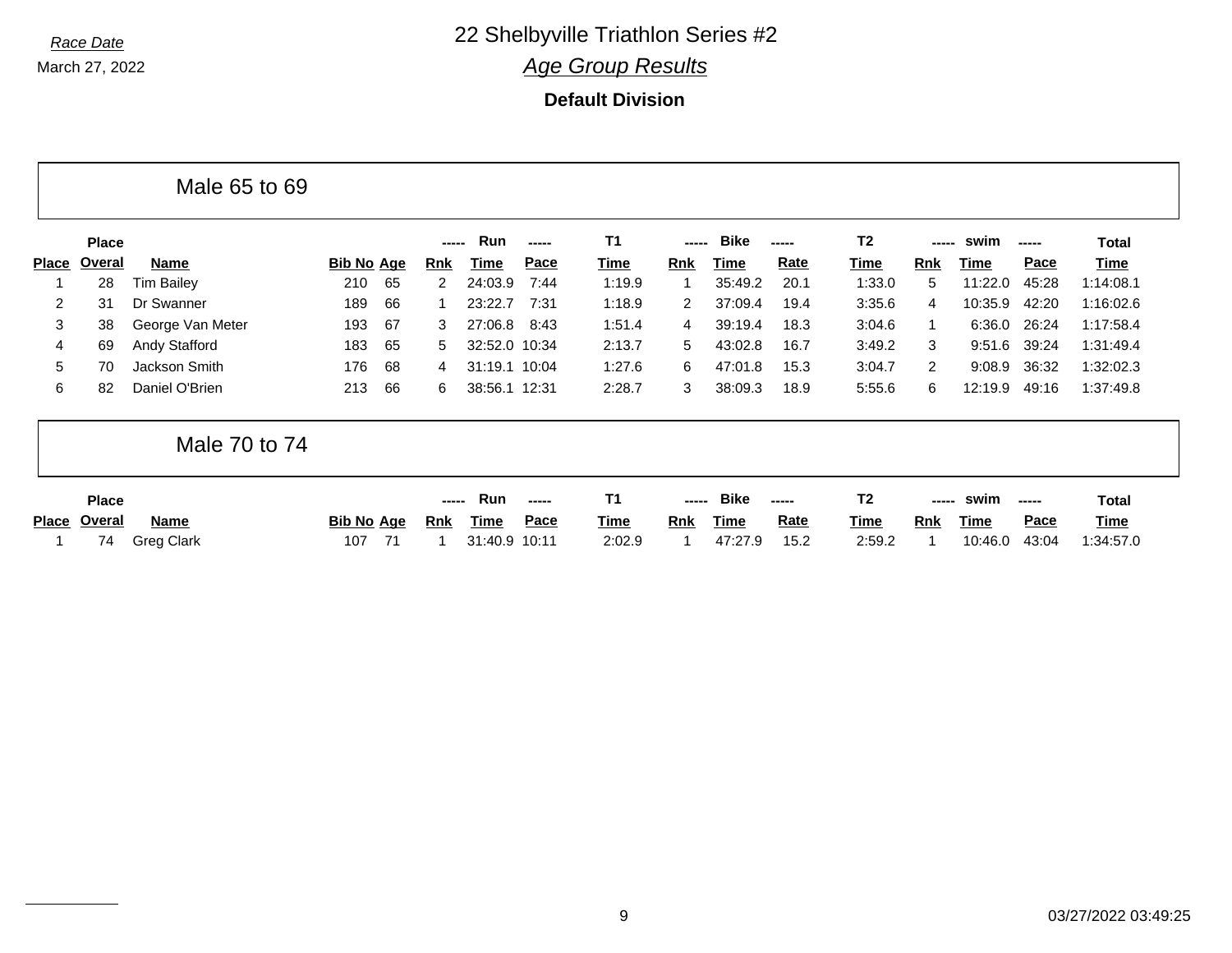*Race Date*

March 27, 2022

# 22 Shelbyville Triathlon Series #2

## *Age Group Results*

### Default Division

## Male 65 to 69

| Place | Place Overal | Name | Bib No | Age | Run Rnk | Run Time | Run Pace | T1 Time | Bike Rnk | Bike Time | Bike Rate | T2 Time | swim Rnk | swim Time | swim Pace | Total Time |
|---|---|---|---|---|---|---|---|---|---|---|---|---|---|---|---|---|
| 1 | 28 | Tim Bailey | 210 | 65 | 2 | 24:03.9 | 7:44 | 1:19.9 | 1 | 35:49.2 | 20.1 | 1:33.0 | 5 | 11:22.0 | 45:28 | 1:14:08.1 |
| 2 | 31 | Dr Swanner | 189 | 66 | 1 | 23:22.7 | 7:31 | 1:18.9 | 2 | 37:09.4 | 19.4 | 3:35.6 | 4 | 10:35.9 | 42:20 | 1:16:02.6 |
| 3 | 38 | George Van Meter | 193 | 67 | 3 | 27:06.8 | 8:43 | 1:51.4 | 4 | 39:19.4 | 18.3 | 3:04.6 | 1 | 6:36.0 | 26:24 | 1:17:58.4 |
| 4 | 69 | Andy Stafford | 183 | 65 | 5 | 32:52.0 | 10:34 | 2:13.7 | 5 | 43:02.8 | 16.7 | 3:49.2 | 3 | 9:51.6 | 39:24 | 1:31:49.4 |
| 5 | 70 | Jackson Smith | 176 | 68 | 4 | 31:19.1 | 10:04 | 1:27.6 | 6 | 47:01.8 | 15.3 | 3:04.7 | 2 | 9:08.9 | 36:32 | 1:32:02.3 |
| 6 | 82 | Daniel O'Brien | 213 | 66 | 6 | 38:56.1 | 12:31 | 2:28.7 | 3 | 38:09.3 | 18.9 | 5:55.6 | 6 | 12:19.9 | 49:16 | 1:37:49.8 |

## Male 70 to 74

| Place | Place Overal | Name | Bib No | Age | Run Rnk | Run Time | Run Pace | T1 Time | Bike Rnk | Bike Time | Bike Rate | T2 Time | swim Rnk | swim Time | swim Pace | Total Time |
|---|---|---|---|---|---|---|---|---|---|---|---|---|---|---|---|---|
| 1 | 74 | Greg Clark | 107 | 71 | 1 | 31:40.9 | 10:11 | 2:02.9 | 1 | 47:27.9 | 15.2 | 2:59.2 | 1 | 10:46.0 | 43:04 | 1:34:57.0 |

03/27/2022 03:49:25